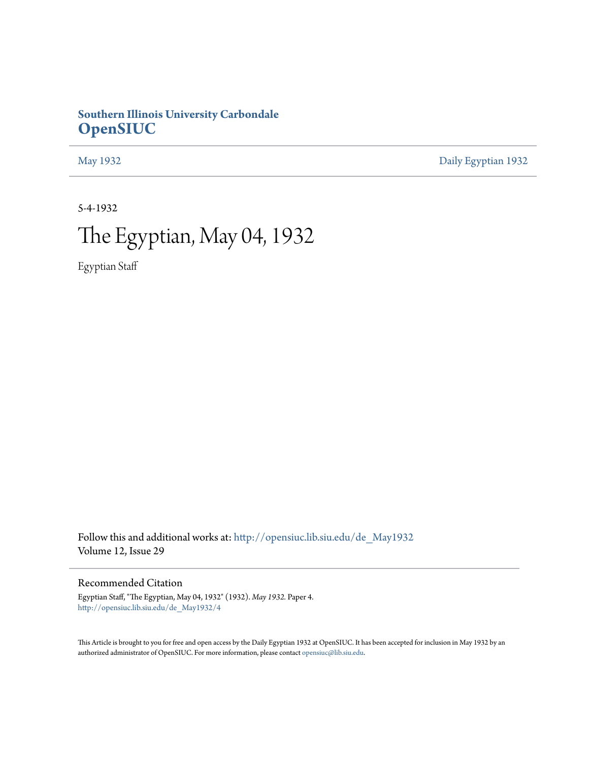**Southern Illinois University Carbondale**
# OpenSIUC

May 1932 | Daily Egyptian 1932

5-4-1932

# The Egyptian, May 04, 1932

Egyptian Staff

Follow this and additional works at: http://opensiuc.lib.siu.edu/de_May1932
Volume 12, Issue 29

## Recommended Citation

Egyptian Staff, "The Egyptian, May 04, 1932" (1932). *May 1932.* Paper 4.
http://opensiuc.lib.siu.edu/de_May1932/4

This Article is brought to you for free and open access by the Daily Egyptian 1932 at OpenSIUC. It has been accepted for inclusion in May 1932 by an authorized administrator of OpenSIUC. For more information, please contact opensiuc@lib.siu.edu.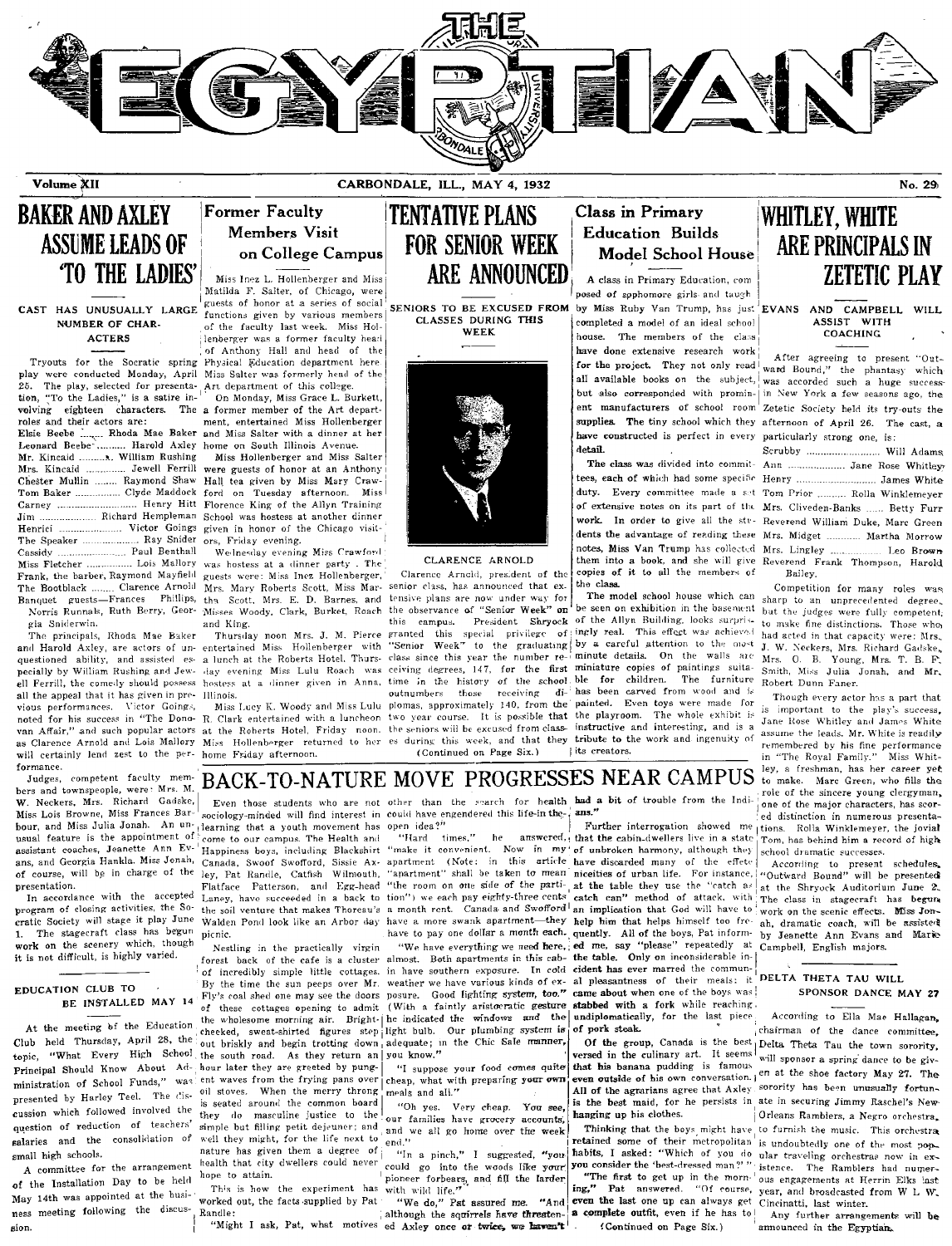# THE EGYPTIAN

Volume XII — CARBONDALE, ILL., MAY 4, 1932 — No. 29

## BAKER AND AXLEY ASSUME LEADS OF 'TO THE LADIES'

### CAST HAS UNUSUALLY LARGE NUMBER OF CHARACTERS

Tryouts for the Socratic spring play were conducted Monday, April 25. The play, selected for presentation, "To the Ladies," is a satire involving eighteen characters. The roles and their actors are:

Elsie Beebe ........ Rhoda Mae Baker
Leonard Beebe .......... Harold Axley
Mr. Kincaid .......... William Rushing
Mrs. Kincaid .............. Jewell Ferrill
Chester Mullin ......... Raymond Shaw
Tom Baker ............... Clyde Maddock
Carney ............................ Henry Hitt
Jim .................... Richard Hempleman
Henrici ........................ Victor Goings
The Speaker .................... Ray Snider
Cassidy ........................ Paul Benthall
Miss Fletcher ................ Lois Mallory
Frank, the barber, Raymond Mayfield
The Bootblack ......... Clarence Arnold
Banquet guests—Frances Phillips, Norris Runnals, Ruth Berry, Georgia Sniderwin.

The principals, Rhoda Mae Baker and Harold Axley, are actors of unquestioned ability, and assisted especially by William Rushing and Jewell Ferrill, the comedy should possess all the appeal that it has given in previous performances. Victor Goings, noted for his success in "The Donovan Affair," and such popular actors as Clarence Arnold and Lois Mallory will certainly lend zest to the performance.

Judges, competent faculty members and townspeople, were: Mrs. M. W. Neckers, Mrs. Richard Gadske, Miss Lois Browne, Miss Frances Barbour, and Miss Julia Jonah. An unusual feature is the appointment of assistant coaches, Jeanette Ann Evans, and Georgia Hankla. Miss Jonah, of course, will be in charge of the presentation.

In accordance with the accepted program of closing activities, the Socratic Society will stage its play June 1. The stagecraft class has begun work on the scenery which, though it is not difficult, is highly varied.

## EDUCATION CLUB TO BE INSTALLED MAY 14

At the meeting of the Education Club held Thursday, April 28, the topic, "What Every High School Principal Should Know About Administration of School Funds," was presented by Harley Teel. The discussion which followed involved the question of reduction of teachers' salaries and the consolidation of small high schools.

A committee for the arrangement of the Installation Day to be held May 14th was appointed at the business meeting following the discussion.

## Former Faculty Members Visit on College Campus

Miss Inez L. Hollenberger and Miss Matilda F. Salter, of Chicago, were guests of honor at a series of social functions given by various members of the faculty last week. Miss Hollenberger was a former faculty head of Anthony Hall and head of the Physical Education department here. Miss Salter was formerly head of the Art department of this college.

On Monday, Miss Grace L. Burkett, a former member of the Art department, entertained Miss Hollenberger and Miss Salter with a dinner at her home on South Illinois Avenue.

Miss Hollenberger and Miss Salter were guests of honor at an Anthony Hall tea given by Miss Mary Crawford on Tuesday afternoon. Miss Florence King of the Allyn Training School was hostess at another dinner given in honor of the Chicago visitors, Friday evening.

Wednesday evening Miss Crawford was hostess at a dinner party. The guests were: Miss Inez Hollenberger, Mrs. Mary Roberts Scott, Miss Martha Scott, Mrs. E. D. Barnes, and Misses Woody, Clark, Burket, Roach and King.

Thursday noon Mrs. J. M. Pierce entertained Miss Hollenberger with a lunch at the Roberts Hotel. Thursday evening Miss Lulu Roach was hostess at a dinner given in Anna, Illinois.

Miss Lucy K. Woody and Miss Lulu R. Clark entertained with a luncheon at the Roberts Hotel, Friday noon. Miss Hollenberger returned to her home Friday afternoon.

## TENTATIVE PLANS FOR SENIOR WEEK ARE ANNOUNCED

### SENIORS TO BE EXCUSED FROM CLASSES DURING THIS WEEK

CLARENCE ARNOLD

Clarence Arnold, president of the senior class, has announced that extensive plans are now under way for the observance of "Senior Week" on this campus. President Shryock granted this special privilege of "Senior Week" to the graduating class since this year the number receiving degrees, 147, for the first time in the history of the school outnumbers those receiving diplomas, approximately 140, from the two year course. It is possible that the seniors will be excused from classes during this week, and that they

(Continued on Page Six.)

## Class in Primary Education Builds Model School House

A class in Primary Education, composed of sophomore girls and taught by Miss Ruby Van Trump, has just completed a model of an ideal school house. The members of the class have done extensive research work for the project. They not only read all available books on the subject, but also corresponded with prominent manufacturers of school room supplies. The tiny school which they have constructed is perfect in every detail.

The class was divided into committees, each of which had some specific duty. Every committee made a set of extensive notes on its part of the work. In order to give all the students the advantage of reading these notes, Miss Van Trump has collected them into a book, and she will give copies of it to all the members of the class.

The model school house which can be seen on exhibition in the basement of the Allyn Building, looks surprisingly real. This effect was achieved by a careful attention to the most minute details. On the walls are miniature copies of paintings suitable for children. The furniture has been carved from wood and is painted. Even toys were made for the playroom. The whole exhibit is instructive and interesting, and is a tribute to the work and ingenuity of its creators.

## WHITLEY, WHITE ARE PRINCIPALS IN ZETETIC PLAY

### EVANS AND CAMPBELL WILL ASSIST WITH COACHING

After agreeing to present "Outward Bound," the phantasy which was accorded such a huge success in New York a few seasons ago, the Zetetic Society held its try-outs the afternoon of April 26. The cast, a particularly strong one, is:

Scrubby ................................ Will Adams
Ann ...................... Jane Rose Whitley
Henry ................................ James White
Tom Prior .......... Rolla Winklemeyer
Mrs. Cliveden-Banks ....... Betty Furr
Reverend William Duke, Marc Green
Mrs. Midget ............ Martha Morrow
Mrs. Lingley .................... Leo Brown
Reverend Frank Thompson, Harold Bailey.

Competition for many roles was sharp to an unprecedented degree, but the judges were fully competent to make fine distinctions. Those who had acted in that capacity were: Mrs. J. W. Neckers, Mrs. Richard Gadske, Mrs. O. B. Young, Mrs. T. B. F. Smith, Miss Julia Jonah, and Mr. Robert Dunn Faner.

Though every actor has a part that is important to the play's success, Jane Rose Whitley and James White assume the leads. Mr. White is readily remembered by his fine performance in "The Royal Family." Miss Whitley, a freshman, has her career yet to make. Marc Green, who fills the role of the sincere young clergyman, one of the major characters, has scored distinction in numerous presentations. Rolla Winklemeyer, the jovial Tom, has behind him a record of high school dramatic successes.

According to present schedules, "Outward Bound" will be presented at the Shryock Auditorium June 2. The class in stagecraft has begun work on the scenic effects. Miss Jonah, dramatic coach, will be assisted by Jeanette Ann Evans and Marie Campbell, English majors.

## BACK-TO-NATURE MOVE PROGRESSES NEAR CAMPUS

Even those students who are not sociology-minded will find interest in learning that a youth movement has come to our campus. The Health and Happiness boys, including Blackshirt Canada, Swoof Swofford, Sissie Axley, Pat Randle, Catfish Wilmouth, Flatface Patterson, and Egg-head Laney, have succeeded in a back to the soil venture that makes Thoreau's Walden Pond look like an Arbor day picnic.

Nestling in the practically virgin forest back of the cafe is a cluster of incredibly simple little cottages. By the time the sun peeps over Mr. Fly's coal shed one may see the doors of these cottages opening to admit the wholesome morning air. Bright-cheeked, sweat-shirted figures step out briskly and begin trotting down the south road. As they return an hour later they are greeted by pungent waves from the frying pans over oil stoves. When the merry throng is seated around the common board they do masculine justice to the simple but filling petit dejeuner; and well they might, for the life next to nature has given them a degree of health that city dwellers could never hope to attain.

This is how the experiment has worked out, the facts supplied by Pat Randle:

"Might I ask, Pat, what motives other than the search for health could have engendered this life-in-the-open idea?"

"Hard times," he answered, "make it convenient. Now in my apartment (Note: in this article "apartment" shall be taken to mean "the room on one side of the partition") we each pay eighty-three cents a month rent. Canada and Swofford have a more swank apartment—they have to pay one dollar a month each.

"We have everything we need here, almost. Both apartments in this cabin have southern exposure. In cold weather we have various kinds of exposure. Good lighting system, too." (With a faintly aristocratic gesture he indicated the windows and the light bulb. Our plumbing system is adequate; in the Chic Sale manner, you know."

"I suppose your food comes quite cheap, what with preparing your own meals and all."

"Oh yes. Very cheap. You see, our families have grocery accounts, and we all go home over the week end."

"In a pinch," I suggested, "you could go into the woods like your pioneer forbears, and fill the larder with wild life."

"We do," Pat assured me. "And although the squirrels have threatened Axley once or twice, we haven't had a bit of trouble from the Indians."

Further interrogation showed me that the cabin-dwellers live in a state of unbroken harmony, although they have discarded many of the effete niceities of urban life. For instance, at the table they use the "catch as catch can" method of attack, with an implication that God will have to help him that helps himself too frequently. All of the boys, Pat informed me, say "please" repeatedly at the table. Only on inconsiderable incident has ever marred the communal pleasantness of their meals: it came about when one of the boys was stabbed with a fork while reaching undiplomatically, for the last piece of pork steak.

Of the group, Canada is the best versed in the culinary art. It seems that his banana pudding is famous even outside of his own conversation. All of the agrarians agree that Axley is the best maid, for he persists in hanging up his clothes.

Thinking that the boys might have retained some of their metropolitan habits, I asked: "Which of you do you consider the 'best-dressed man?'"

"The first to get up in the morning," Pat answered. "Of course, even the last one up can always get a complete outfit, even if he has to

(Continued on Page Six.)

## DELTA THETA TAU WILL SPONSOR DANCE MAY 27

According to Ella Mae Hallagan, chairman of the dance committee, Delta Theta Tau the town sorority, will sponsor a spring dance to be given at the shoe factory May 27. The sorority has been unusually fortunate in securing Jimmy Raschel's New Orleans Ramblers, a Negro orchestra, to furnish the music. This orchestra is undoubtedly one of the most popular traveling orchestras now in existence. The Ramblers had numerous engagements at Herrin Elks last year, and broadcasted from W L W, Cincinatti, last winter.

Any further arrangements will be announced in the Egyptian.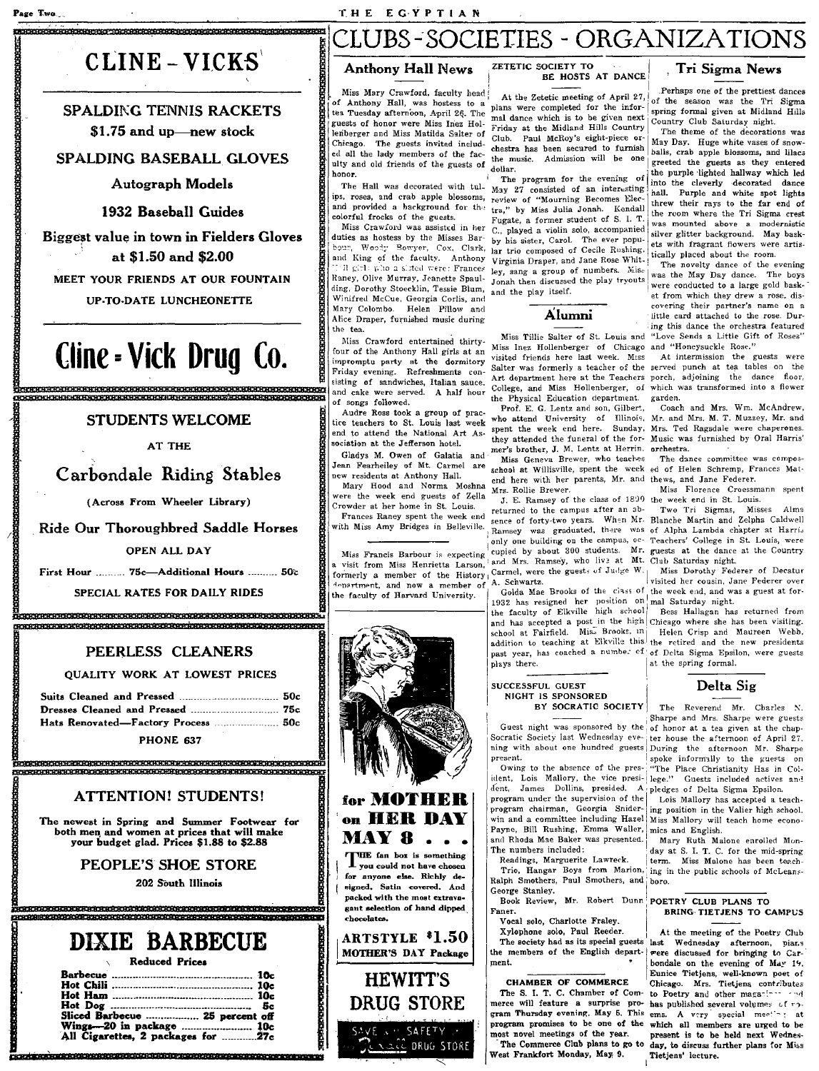# CLUBS - SOCIETIES - ORGANIZATIONS

## CLINE - VICKS

**SPALDING TENNIS RACKETS**
**$1.75 and up—new stock**

**SPALDING BASEBALL GLOVES**

**Autograph Models**

**1932 Baseball Guides**

**Biggest value in town in Fielders Gloves at $1.50 and $2.00**

MEET YOUR FRIENDS AT OUR FOUNTAIN

UP-TO-DATE LUNCHEONETTE

## Cline - Vick Drug Co.

---

## STUDENTS WELCOME

AT THE

## Carbondale Riding Stables

(Across From Wheeler Library)

**Ride Our Thoroughbred Saddle Horses**

OPEN ALL DAY

First Hour .......... 75c—Additional Hours .......... 50c

SPECIAL RATES FOR DAILY RIDES

---

## PEERLESS CLEANERS

QUALITY WORK AT LOWEST PRICES

| | |
|---|---|
| Suits Cleaned and Pressed | 50c |
| Dresses Cleaned and Pressed | 75c |
| Hats Renovated—Factory Process | 50c |

PHONE 637

---

## ATTENTION! STUDENTS!

The newest in Spring and Summer Footwear for both men and women at prices that will make your budget glad. Prices $1.88 to $2.88

## PEOPLE'S SHOE STORE

202 South Illinois

---

## DIXIE BARBECUE

Reduced Prices

| | |
|---|---|
| Barbecue | 10c |
| Hot Chili | 10c |
| Hot Ham | 10c |
| Hot Dog | 5c |
| Sliced Barbecue | 25 percent off |
| Wings—20 in package | 10c |
| All Cigarettes, 2 packages for | 27c |

---

### Anthony Hall News

Miss Mary Crawford, faculty head of Anthony Hall, was hostess to a tea Tuesday afternoon, April 26. The guests of honor were Miss Inez Hollenberger and Miss Matilda Salter of Chicago. The guests invited included all the lady members of the faculty and old friends of the guests of honor.

The Hall was decorated with tulips, roses, and crab apple blossoms, and provided a background for the colorful frocks of the guests.

Miss Crawford was assisted in her duties as hostess by the Misses Barbour, Woody, Bowyer, Cox, Clark, and King of the faculty. Anthony Hall girls who assisted were: Frances Raney, Olive Murray, Jeanette Spaulding, Dorothy Stoecklin, Tessie Blum, Winifred McCue, Georgia Corlis, and Mary Colombo. Helen Pillow and Alice Draper, furnished music during the tea.

Miss Crawford entertained thirty-four of the Anthony Hall girls at an impromptu party at the dormitory Friday evening. Refreshments consisting of sandwiches, Italian sauce, and cake were served. A half hour of songs followed.

Audre Ross took a group of practice teachers to St. Louis last week end to attend the National Art Association at the Jefferson hotel.

Gladys M. Owen of Galatia and Jean Fearheiley of Mt. Carmel are new residents at Anthony Hall.

Mary Hood and Norma Moshna were the week end guests of Zella Crowder at her home in St. Louis.

Frances Raney spent the week end with Miss Amy Bridges in Belleville.

---

Miss Francis Barbour is expecting a visit from Miss Henrietta Larson, formerly a member of the History department, and now a member of the faculty of Harvard University.

---

**for MOTHER on HER DAY MAY 8 . . .**

THE fan box is something you could not have chosen for anyone else. Richly designed. Satin covered. And packed with the most extravagant selection of hand dipped chocolates.

**ARTSTYLE $1.50**
**MOTHER'S DAY Package**

## HEWITT'S DRUG STORE

SAVE WITH SAFETY — DRUG STORE

---

### ZETETIC SOCIETY TO BE HOSTS AT DANCE

At the Zetetic meeting of April 27, plans were completed for the informal dance which is to be given next Friday at the Midland Hills Country Club. Paul McRoy's eight-piece orchestra has been secured to furnish the music. Admission will be one dollar.

The program for the evening of May 27 consisted of an interesting review of "Mourning Becomes Electra," by Miss Julia Jonah. Kendall Fugate, a former student of S. I. T. C., played a violin solo, accompanied by his sister, Carol. The ever popular trio composed of Cecile Rushing, Virginia Draper, and Jane Rose Whitley, sang a group of numbers. Miss Jonah then discussed the play tryouts and the play itself.

### Alumni

Miss Tillie Salter of St. Louis and Miss Inez Hollenberger of Chicago visited friends here last week. Miss Salter was formerly a teacher of the Art department here at the Teachers College, and Miss Hollenberger, of the Physical Education department.

Prof. E. G. Lentz and son, Gilbert, who attend University of Illinois, spent the week end here. Sunday, they attended the funeral of the former's brother, J. M. Lentz at Herrin.

Miss Geneva Brewer, who teaches school at Willisville, spent the week end here with her parents, Mr. and Mrs. Rollie Brewer.

J. E. Ramsey of the class of 1890 returned to the campus after an absence of forty-two years. When Mr. Ramsey was graduated, there was only one building on the campus, occupied by about 300 students. Mr. and Mrs. Ramsey, who live at Mt. Carmel, were the guests of Judge W. A. Schwartz.

Golda Mae Brooks of the class of 1932 has resigned her position on the faculty of Elkville high school and has accepted a post in the high school at Fairfield. Miss Brooks, in addition to teaching at Elkville this past year, has coached a number of plays there.

### SUCCESSFUL GUEST NIGHT IS SPONSORED BY SOCRATIC SOCIETY

Guest night was sponsored by the Socratic Society last Wednesday evening with about one hundred guests present.

Owing to the absence of the president, Lois Mallory, the vice president, James Dollins, presided. A program under the supervision of the program chairman, Georgia Sniderwin and a committee including Hazel Payne, Bill Rushing, Emma Waller, and Rhoda Mae Baker was presented. The numbers included:

Readings, Marguerite Lawreck.

Trio, Hangar Boys from Marion, Ralph Smothers, Paul Smothers, and George Stanley.

Book Review, Mr. Robert Dunn Faner.

Vocal solo, Charlotte Fraley.

Xylophone solo, Paul Reeder.

The society had as its special guests the members of the English department.

### CHAMBER OF COMMERCE

The S. I. T. C. Chamber of Commerce will feature a surprise program Thursday evening, May 5. This program promises to be one of the most novel meetings of the year.

The Commerce Club plans to go to West Frankfort Monday, May 9.

---

### Tri Sigma News

Perhaps one of the prettiest dances of the season was the Tri Sigma spring formal given at Midland Hills Country Club Saturday night.

The theme of the decorations was May Day. Huge white vases of snowballs, crab apple blossoms, and lilacs greeted the guests as they entered the purple lighted hallway which led into the cleverly decorated dance hall. Purple and white spot lights threw their rays to the far end of the room where the Tri Sigma crest was mounted above a modernistic silver glitter background. May baskets with fragrant flowers were artistically placed about the room.

The novelty dance of the evening was the May Day dance. The boys were conducted to a large gold basket from which they drew a rose, discovering their partner's name on a little card attached to the rose. During this dance the orchestra featured "Love Sends a Little Gift of Roses" and "Honeysuckle Rose."

At intermission the guests were served punch at tea tables on the porch, adjoining the dance floor, which was transformed into a flower garden.

Coach and Mrs. Wm. McAndrew, Mr. and Mrs. M. T. Muzzey, Mr. and Mrs. Ted Ragsdale were chaperones. Music was furnished by Oral Harris' orchestra.

The dance committee was composed of Helen Schremp, Frances Matthews, and Jane Federer.

Miss Florence Croessmann spent the week end in St. Louis.

Two Tri Sigmas, Misses Alma Blanche Martin and Zelpha Caldwell of Alpha Lambda chapter at Harris Teachers' College in St. Louis, were guests at the dance at the Country Club Saturday night.

Miss Dorothy Federer of Decatur visited her cousin, Jane Federer over the week end, and was a guest at formal Saturday night.

Bess Hallagan has returned from Chicago where she has been visiting.

Helen Crisp and Maureen Webb, the retired and the new presidents of Delta Sigma Epsilon, were guests at the spring formal.

### Delta Sig

The Reverend Mr. Charles N. Sharpe and Mrs. Sharpe were guests of honor at a tea given at the chapter house the afternoon of April 27. During the afternoon Mr. Sharpe spoke informally to the guests on "The Place Christianity Has in College." Guests included actives and pledges of Delta Sigma Epsilon.

Lois Mallory has accepted a teaching position in the Valier high school. Miss Mallory will teach home economics and English.

Mary Ruth Malone enrolled Monday at S. I. T. C. for the mid-spring term. Miss Malone has been teaching in the public schools of McLeansboro.

### POETRY CLUB PLANS TO BRING TIETJENS TO CAMPUS

At the meeting of the Poetry Club last Wednesday afternoon, plans were discussed for bringing to Carbondale on the evening of May 19, Eunice Tietjens, well-known poet of Chicago. Mrs. Tietjens contributes to Poetry and other magazines and has published several volumes of poems. A very special meeting at which all members are urged to be present is to be held next Wednesday, to discuss further plans for Miss Tietjens' lecture.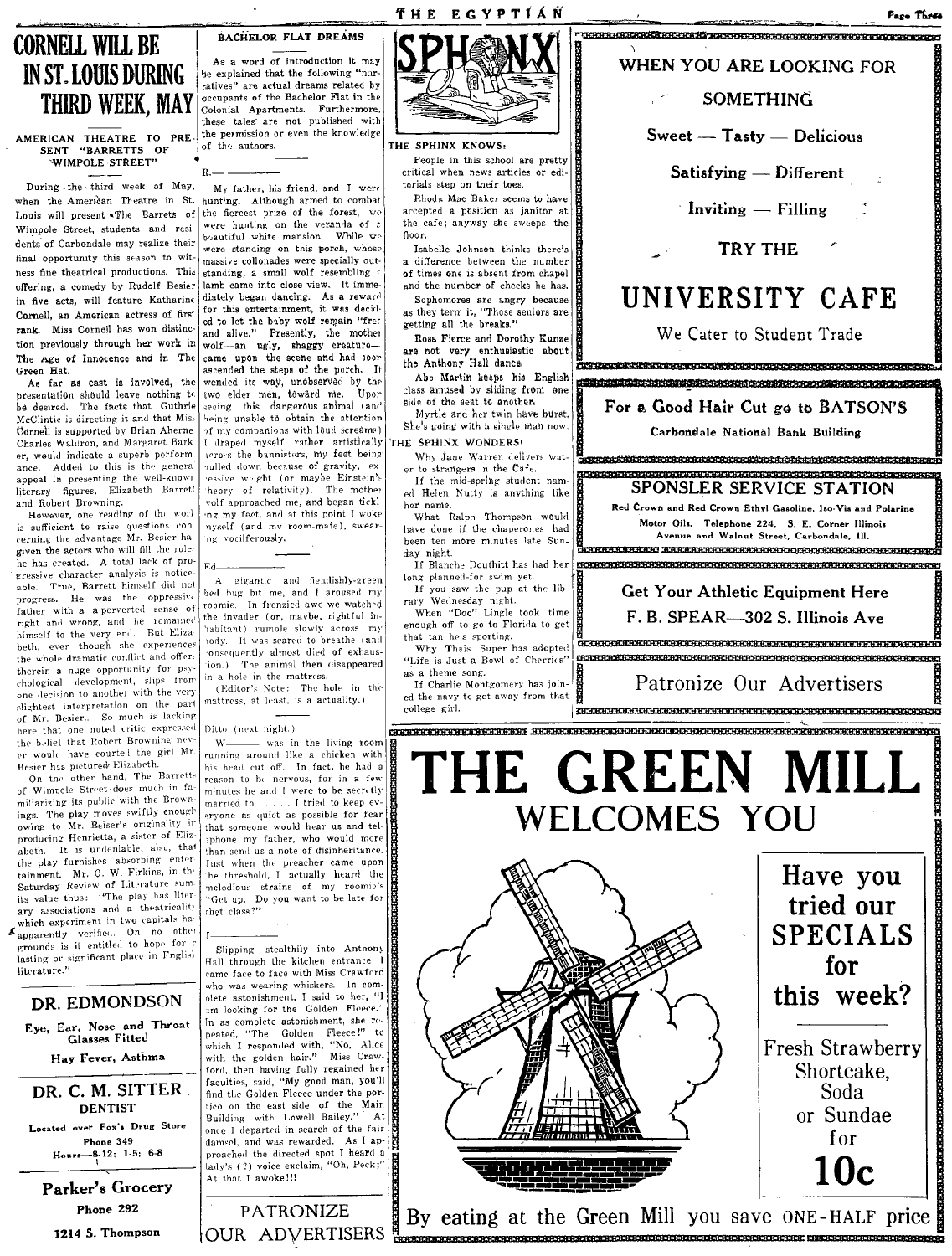# CORNELL WILL BE IN ST. LOUIS DURING THIRD WEEK, MAY

### AMERICAN THEATRE TO PRESENT "BARRETTS OF WIMPOLE STREET"

During the third week of May, when the American Theatre in St. Louis will present "The Barrets of Wimpole Street, students and residents of Carbondale may realize their final opportunity this season to witness fine theatrical productions. This offering, a comedy by Rudolf Besier in five acts, will feature Katharine Cornell, an American actress of first rank. Miss Corneil has won distinction previously through her work in The Age of Innocence and in The Green Hat.

As far as cast is involved, the presentation should leave nothing to be desired. The facts that Guthrie McClintic is directing it and that Miss Cornell is supported by Brian Aherne Charles Waldron, and Margaret Barker, would indicate a superb performance. Added to this is the general appeal in presenting the well-known literary figures, Elizabeth Barrett and Robert Browning.

However, one reading of the work is sufficient to raise questions concerning the advantage Mr. Besier has given the actors who will fill the roles he has created. A total lack of progressive character analysis is noticeable. True, Barrett himself did not progress. He was the oppressive father with a perverted sense of right and wrong, and he remained himself to the very end. But Elizabeth, even though she experiences the whole dramatic conflict and offers therein a huge opportunity for psychological development, slips from one decision to another with the very slightest interpretation on the part of Mr. Besier.. So much is lacking here that one noted critic expressed the belief that Robert Browning never would have courted the girl Mr. Besier has pictured Elizabeth.

On the other hand, The Barretts of Wimpole Street does much in familiarizing its public with the Brownings. The play moves swiftly enough owing to Mr. Beiser's originality in producing Henrietta, a sister of Elizabeth. It is undeniable, also, that the play furnishes absorbing entertainment. Mr. O. W. Firkins, in the Saturday Review of Literature sums its value thus: "The play has literary associations and a theatricality which experiment in two capitals has apparently verified. On no other grounds is it entitled to hope for a lasting or significant place in English literature."

---

**DR. EDMONDSON**

Eye, Ear, Nose and Throat
Glasses Fitted

Hay Fever, Asthma

---

**DR. C. M. SITTER**
DENTIST

Located over Fox's Drug Store
Phone 349
Hours—8-12; 1-5; 6-8

---

**Parker's Grocery**
Phone 292
1214 S. Thompson

---

## BACHELOR FLAT DREAMS

As a word of introduction it may be explained that the following "narratives" are actual dreams related by occupants of the Bachelor Flat in the Colonial Apartments. Furthermore, these tales are not published with the permission or even the knowledge of the authors.

R.———

My father, his friend, and I were hunting. Although armed to combat the fiercest prize of the forest, we were hunting on the veranda of a beautiful white mansion. While we were standing on this porch, whose massive collonades were specially outstanding, a small wolf resembling a lamb came into close view. It immediately began dancing. As a reward for this entertainment, it was decided to let the baby wolf remain "free and alive." Presently, the mother wolf—an ugly, shaggy creature—came upon the scene and had soon ascended the steps of the porch. It wended its way, unobserved by the two elder men, toward me. Upon seeing this dangerous animal (and being unable to obtain the attention of my companions with loud screams) I draped myself rather artistically across the bannisters, my feet being pulled down because of gravity, excessive weight (or maybe Einstein's theory of relativity). The mother wolf approached me, and began tickling my feet, and at this point I woke myself (and my room-mate), swearing vociferously.

Ed.———

A gigantic and fiendishly-green bed bug bit me, and I aroused my roomie. In frenzied awe we watched the invader (or, maybe, rightful inhabitant) rumble slowly across my body. It was scared to breathe (and consequently almost died of exhaustion.) The animal then disappeared in a hole in the mattress.

(Editor's Note: The hole in the mattress, at least, is a actuality.)

Ditto (next night.)

W——— was in the living room running around like a chicken with his head cut off. In fact, he had a reason to be nervous, for in a few minutes he and I were to be secretly married to . . . . . I tried to keep everyone as quiet as possible for fear that someone would hear us and telephone my father, who would more than send us a note of disinheritance. Just when the preacher came upon the threshold, I actually heard the melodious strains of my roomie's "Get up. Do you want to be late for that class?"

I.———

Slipping stealthily into Anthony Hall through the kitchen entrance, I came face to face with Miss Crawford who was wearing whiskers. In complete astonishment, I said to her, "I am looking for the Golden Fleece." In as complete astonishment, she repeated, "The Golden Fleece!" to which I responded with, "No, Alice with the golden hair." Miss Crawford, then having fully regained her faculties, said, "My good man, you'll find the Golden Fleece under the portico on the east side of the Main Building with Lowell Bailey." At once I departed in search of the fair damsel, and was rewarded. As I approached the directed spot I heard a lady's (?) voice exclaim, "Oh, Peck;" At that I awoke!!!

PATRONIZE OUR ADVERTISERS

---

## SPHINX

**THE SPHINX KNOWS:**

People in this school are pretty critical when news articles or editorials step on their toes.

Rhoda Mae Baker seems to have accepted a position as janitor at the cafe; anyway she sweeps the floor.

Isabelle Johnson thinks there's a difference between the number of times one is absent from chapel and the number of checks he has.

Sophomores are angry because as they term it, "Those seniors are getting all the breaks."

Rosa Fierce and Dorothy Kunze are not very enthusiastic about the Anthony Hall dance.

Abe Martin keeps his English class amused by sliding from one side of the seat to another.

Myrtle and her twin have burst. She's going with a single man now.

**THE SPHINX WONDERS:**

Why Jane Warren delivers water to strangers in the Cafe.

If the mid-spring student named Helen Nutty is anything like her name.

What Ralph Thompson would have done if the chaperones had been ten more minutes late Sunday night.

If Blanche Douthitt has had her long planned-for swim yet.

If you saw the pup at the library Wednesday night.

When "Doc" Lingle took time enough off to go to Florida to get that tan he's sporting.

Why Thais Super has adopted "Life is Just a Bowl of Cherries" as a theme song.

If Charlie Montgomery has joined the navy to get away from that college girl.

---

WHEN YOU ARE LOOKING FOR SOMETHING

Sweet — Tasty — Delicious

Satisfying — Different

Inviting — Filling

TRY THE

# UNIVERSITY CAFE

We Cater to Student Trade

---

**For a Good Hair Cut go to BATSON'S**

Carbondale National Bank Building

---

**SPONSLER SERVICE STATION**

Red Crown and Red Crown Ethyl Gasoline, Iso-Vis and Polarine Motor Oils. Telephone 224. S. E. Corner Illinois Avenue and Walnut Street, Carbondale, Ill.

---

**Get Your Athletic Equipment Here**

**F. B. SPEAR—302 S. Illinois Ave**

---

Patronize Our Advertisers

---

# THE GREEN MILL WELCOMES YOU

**Have you tried our SPECIALS for this week?**

Fresh Strawberry Shortcake, Soda or Sundae for

**10c**

By eating at the Green Mill you save ONE-HALF price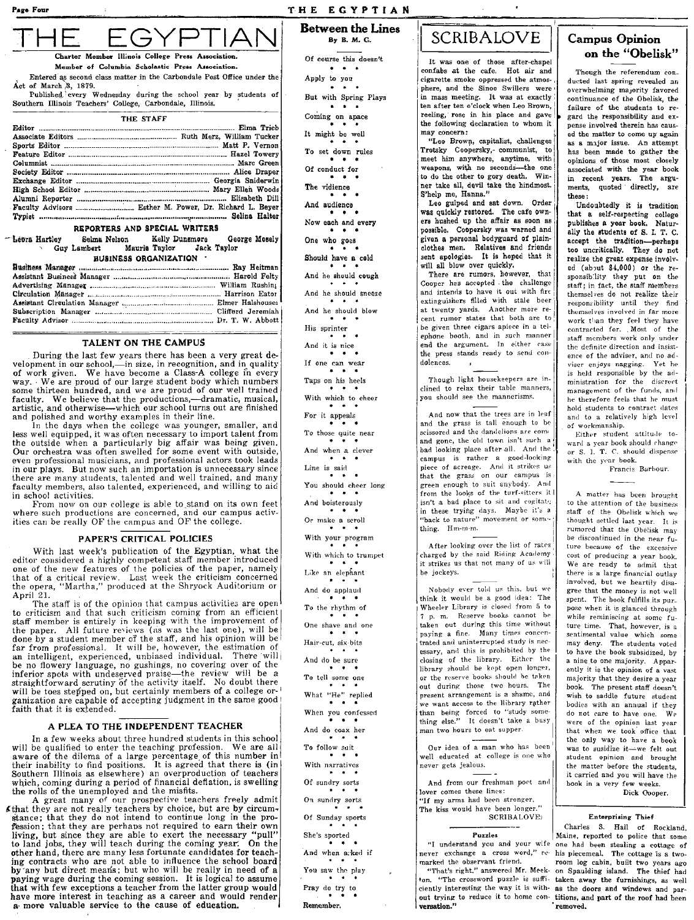# THE EGYPTIAN

Charter Member Illinois College Press Association.

Member of Columbia Scholastic Press Association.

Entered as second class matter in the Carbondale Post Office under the Act of March 3, 1879.

Published every Wednesday during the school year by students of Southern Illinois Teachers' College, Carbondale, Illinois.

## THE STAFF

Editor ........ Elma Trieb
Associate Editors ........ Ruth Merz, William Tucker
Sports Editor ........ Matt P. Vernon
Feature Editor ........ Hazel Towery
Columnist ........ Marc Green
Society Editor ........ Alice Draper
Exchange Editor ........ Georgia Sniderwin
High School Editor ........ Mary Ellen Woods
Alumni Reporter ........ Elisabeth Dill
Faculty Advisors ........ Esther M. Power, Dr. Richard L. Beyer
Typist ........ Selina Halter

### REPORTERS AND SPECIAL WRITERS

Leora Hartley Selma Nelson Kelly Dunsmore George Mosely
Guy Lambert Maurie Taylor Jack Taylor

### BUSINESS ORGANIZATION

Business Manager ........ Ray Heitman
Assistant Business Manager ........ Harold Felty
Advertising Manager ........ William Rushing
Circulation Manager ........ Harrison Eaton
Assistant Circulation Manager ........ Elmer Halshouser
Subscription Manager ........ Clifford Jeremiah
Faculty Advisor ........ Dr. T. W. Abbott

## TALENT ON THE CAMPUS

During the last few years there has been a very great development in our school,—in size, in recognition, and in quality of work given. We have become a Class-A college in every way. We are proud of our large student body which numbers some thirteen hundred, and we are proud of our well trained faculty. We believe that the productions,—dramatic, musical, artistic, and otherwise—which our school turns out are finished and polished and worthy examples in their line.

In the days when the college was younger, smaller, and less well equipped, it was often necessary to import talent from the outside when a particularly big affair was being given. Our orchestra was often swelled for some event with outside, even professional musicians, and professional actors took leads in our plays. But now such an importation is unnecessary since there are many students, talented and well trained, and many faculty members, also talented, experienced, and willing to aid in school activities.

From now on our college is able to stand on its own feet where such productions are concerned, and our campus activities can be really OF the campus and OF the college.

## PAPER'S CRITICAL POLICIES

With last week's publication of the Egyptian, what the editor considered a highly competent staff member introduced one of the new features of the policies of the paper, namely that of a critical review. Last week the criticism concerned the opera, "Martha," produced at the Shryock Auditorium or April 21.

The staff is of the opinion that campus activities are open to criticism and that such criticism coming from an efficient staff member is entirely in keeping with the improvement of the paper. All future reviews (as was the last one), will be done by a student member of the staff, and his opinion will be far from professional. It will be, however, the estimation of an intelligent, experienced, unbiased individual. There will be no flowery language, no gushings, no covering over of the inferior spots with undeserved praise—the review will be a straightforward scrutiny of the activity itself. No doubt there will be toes stepped on, but certainly members of a college organization are capable of accepting judgment in the same good faith that it is extended.

## A PLEA TO THE INDEPENDENT TEACHER

In a few weeks about three hundred students in this school will be qualified to enter the teaching profession. We are all aware of the dilema of a large percentage of this number in their inability to find positions. It is agreed that there is (in Southern Illinois as elsewhere) an overproduction of teachers which, coming during a period of financial deflation, is swelling the rolls of the unemployed and the misfits.

A great many of our prospective teachers freely admit that they are not really teachers by choice, but are by circumstance; that they do not intend to continue long in the profession; that they are perhaps not required to earn their own living, but since they are able to exert the necessary "pull" to land jobs, they will teach during the coming year. On the other hand, there are many less fortunate candidates for teaching contracts who are not able to influence the school board by any but direct means; but who will be really in need of a paying wage during the coming session. It is logical to assume that with few exceptions a teacher from the latter group would have more interest in teaching as a career and would render a more valuable service to the cause of education.

## Between the Lines

By B. M. C.

Of course this doesn't
• • •
Apply to you
• • •
But with Spring Plays
• • •
Coming on apace
• • •
It might be well
• • •
To set down rules
• • •
Of conduct for
• • •
The vidience
• • •
And audience
• • •
Now each and every
• • •
One who goes
• • •
Should have a cold
• • •
And he should cough
• • •
And he should sneeze
• • •
And he should blow
• • •
His sprinter
• • •
And it is nice
• • •
If one can wear
• • •
Taps on his heels
• • •
With which to cheer
• • •
For it appeals
• • •
To those quite near
• • •
And when a clever
• • •
Line is said
• • •
You should cheer long
• • •
And boisterously
• • •
Or make a scroll
• • •
With your program
• • •
With which to trumpet
• • •
Like an elephant
• • •
And do applaud
• • •
To the rhythm of
• • •
One shave and one
• • •
Hair-cut, six-bits
• • •
And do be sure
• • •
To tell some one
• • •
What "He" replied
• • •
When you confessed
• • •
And do coax her
• • •
To follow suit
• • •
With narratives
• • •
Of sundry sorts
• • •
On sundry sorts
• • •
Of Sunday sports
• • •
She's sported
• • •
And when asked if
• • •
You saw the play
• • •
Pray do try to
• • •
Remember.

## SCRIBALOVE

It was one of those after-chapel confabs at the cafe. Hot air and cigarette smoke oppressed the atmosphere, and the Sinoo Swilers were in mass meeting. It was at exactly ten after ten o'clock when Leo Brown, reeling, rose in his place and gave the following declaration to whom it may concern:

"Leo Brown, capitalist, challenges Trotsky Coopersky, communist, to meet him anywhere, anytime, with weapons, with no seconds—the one to do the other to gory death. Winner take all, devil take the hindmost. S'help me, Hanna."

Leo gulped and sat down. Order was quickly restored. The cafe owners hushed up the affair as soon as possible. Coopersky was warned and given a personal bodyguard of plainclothes men. Relatives and friends sent apologies. It is hoped that it will all blow over quickly.

There are rumors, however, that Cooper has accepted the challenge and intends to have it out with fire extinguishers filled with stale beer at twenty yards. Another more recent rumor states that both are to be given three cigars apiece in a telephone booth, and in such manner end the argument. In either case the press stands ready to send condolences.

---

Though light housekeepers are inclined to relax their table manners, you should see the mannerisms.

---

And now that the trees are in leaf and the grass is tall enough to be scissored and the dandelions are come and gone, the old town isn't such a bad looking place after all. And the campus is rather a good-looking piece of acreage. And it strikes us that the grass on our campus is green enough to suit anybody. And from the looks of the turf-sitters it isn't a bad place to sit and cogitate in these trying days. Maybe it's a "back to nature" movement or something. Hm-m-m.

---

After looking over the list of rates charged by the said Riding Academy it strikes us that not many of us will be jockeys.

---

Nobody ever told us this, but we think it would be a good idea: The Wheeler Library is closed from 5 to 7 p. m. Reserve books cannot be taken out during this time without paying a fine. Many times concentrated and uninterrupted study is necessary, and this is prohibited by the closing of the library. Either the library should be kept open longer, or the reserve books should be taken out during those two hours. The present arrangement is a shame, and we want access to the library rather than being forced to "study something else." It doesn't take a busy man two hours to eat supper.

---

Our idea of a man who has been well educated at college is one who never gets jealous.

---

And from our freshman poet and lover comes these lines:
"If my arms had been stronger,
The kiss would have been longer."

SCRIBALOVE

### Puzzles

"I understand you and your wife never exchange a cross word," remarked the observant friend.

"That's right," answered Mr. Meekton. "The crossword puzzle is sufficiently interesting the way it is without trying to reduce it to home conversation."

## Campus Opinion on the "Obelisk"

Though the referendum conducted last spring revealed an overwhelming majority favored continuance of the Obelisk, the failure of the students to regard the responsibility and expense involved therein has caused the matter to come up again as a major issue. An attempt has been made to gather the opinions of those most closely associated with the year book in recent years. The arguments, quoted directly, are these:

Undoubtedly it is tradition that a self-respecting college publishes a year book. Naturally the students of S. I. T. C. accept the tradition—perhaps too uncritically. They do not realize the great expense involved (about $4,000) or the responsibility they put on the staff; in fact, the staff members themselves do not realize their responsibility until they find themselves involved in far more work than they feel they have contracted for. Most of the staff members work only under the definite direction and insistence of the adviser, and no adviser enjoys nagging. Yet he is held responsible by the administration for the discreet management of the funds, and he therefore feels that he must hold students to contract dates and to a relatively high level of workmanship.

Either student attitude toward a year book should change or S. I. T. C. should dispense with the year book.

Francis Barbour.

---

A matter has been brought to the attention of the business staff of the Obelisk which we thought settled last year. It is rumored that the Obelisk may be discontinued in the near future because of the excessive cost of producing a year book. We are ready to admit that there is a large financial outlay involved, but we heartily disagree that the money is not well spent. The book fulfills its purpose when it is glanced through while reminiscing at some future time. That, however, is a sentimental value which some may deny. The students voted to have the book subsidized, by a nine to one majority. Apparently it is the opinion of a vast majority that they desire a year book. The present staff doesn't wish to saddle future student bodies with an annual if they do not care to have one. We were of the opinion last year that when we took office that the only way to have a book was to subsidize it—we felt out student opinion and brought the matter before the students, it carried and you will have the book in a very few weeks.

Dick Cooper.

### Enterprising Thief

Charles S. Hall of Rockland, Maine, reported to police that some one had been stealing a cottage of his piecemeal. The cottage is a two-room log cabin, built two years ago on Spaulding island. The thief had taken away the furnishings, as well as the doors and windows and partitions, and part of the roof had been removed.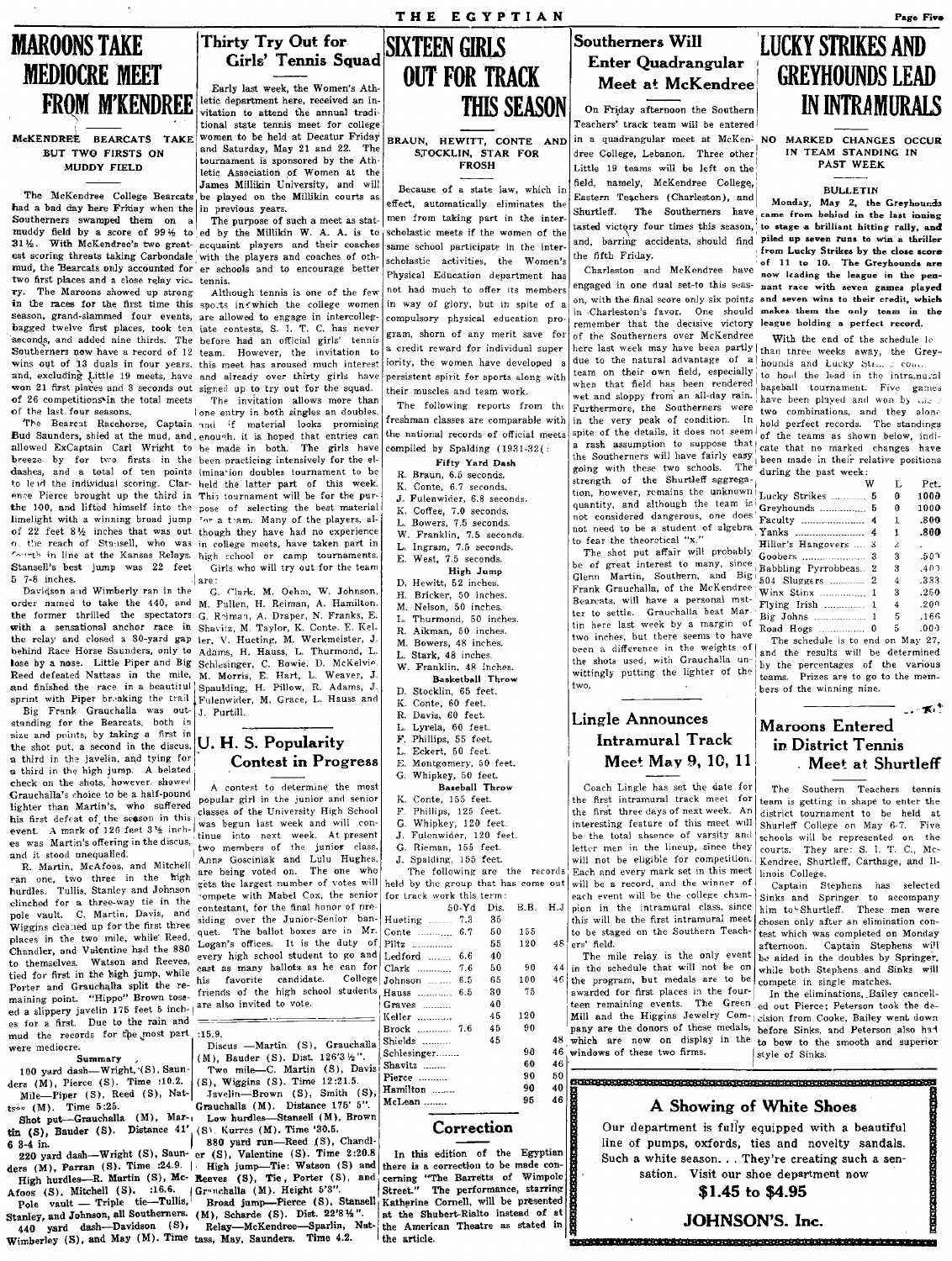# MAROONS TAKE MEDIOCRE MEET FROM M'KENDREE

## McKENDREE BEARCATS TAKE BUT TWO FIRSTS ON MUDDY FIELD

The McKendree College Bearcats had a bad day here Friday when the Southerners swamped them on a muddy field by a score of 99½ to 31½. With McKendree's two greatest scoring threats taking Carbondale mud, the Bearcats only accounted for two first places and a close relay victory. The Maroons showed up strong in the races for the first time this season, grand-slammed four events, bagged twelve first places, took ten seconds, and added nine thirds. The Southerners now have a record of 12 wins out of 13 duals in four years, and, excluding Little 19 meets, have won 21 first places and 3 seconds out of 26 competitions in the total meets of the last four seasons.

The Bearcat Racehorse, Captain Bud Saunders, shied at the mud, and allowed ExCaptain Carl Wright to breeze by for two firsts in the dashes, and a total of ten points to lead the individual scoring. Clarence Pierce brought up the third in the 100, and lifted himself into the limelight with a winning broad jump of 22 feet 8½ inches that was out of reach of Stansell, who was fourth in line at the Kansas Relays. Stansell's best jump was 22 feet 5 7-8 inches.

Davidson and Wimberly ran in the order named to take the 440, and the former thrilled the spectators with a sensational anchor race in the relay and closed a 30-yard gap behind Race Horse Saunders, only to lose by a nose. Little Piper and Big Reed defeated Nattsas in the mile, and finished the race in a beautiful sprint with Piper breaking the trail.

Big Frank Grauchalla was outstanding for the Bearcats, both in size and points, by taking a first in the shot put, a second in the discus, a third in the javelin, and tying for a third in the high jump. A belated check on the shots, however, showed Grauchalla's choice to be a half-pound lighter than Martin's, who suffered his first defeat of the season in this event. A mark of 126 feet 3½ inches was Martin's offering in the discus, and it stood unequalled.

R. Martin, McAfoos, and Mitchell ran one, two three in the high hurdles. Tullis, Stanley and Johnson clinched for a three-way tie in the pole vault. C. Martin, Davis, and Wiggins cleaned up for the first three places in the two mile, while Reed, Chandler, and Valentine had the 880 to themselves. Watson and Reeves tied for first in the high jump, while Porter and Grauchalla split the remaining point. "Hippo" Brown tossed a slippery javelin 175 feet 5 inches for a first. Due to the rain and mud the records for the most part were mediocre.

### Summary

100 yard dash—Wright (S), Saunders (M), Pierce (S). Time :10.2.

Mile—Piper (S), Reed (S), Nattsas (M). Time 5:25.

Shot put—Grauchalla (M), Martin (S), Bauder (S). Distance 41' 6 3-4 in.

220 yard dash—Wright (S), Saunders (M), Parran (S). Time :24.9.

High hurdles—R. Martin (S), McAfoos (S), Mitchell (S). :16.6.

Pole vault — Triple tie—Tullis, Stanley, and Johnson, all Southerners.

440 yard dash—Davidson (S), Wimberley (S), and May (M). Time :15.9.

Discus —Martin (S), Grauchalla (M), Bauder (S). Dist. 126'3½".

Two mile—C. Martin (S), Davis (S), Wiggins (S). Time 12:21.5.

Javelin—Brown (S), Smith (S), Grauchalla (M). Distance 175' 5".

Low hurdles—Stansell (M), Brown (S), Kurres (M). Time '30.5.

880 yard run—Reed (S), Chandler (S), Valentine (S). Time 2:20.8

High jump—Tie: Watson (S) and Reeves (S), Tie, Porter (S), and Grauchalla (M). Height 5'3".

Broad jump—Pierce (S), Stansell (M), Scharde (S). Dist. 22'8¾".

Relay—McKendree—Sparlin, Nattass, May, Saunders. Time 4.2.

# Thirty Try Out for Girls' Tennis Squad

Early last week, the Women's Athletic department here, received an invitation to attend the annual traditional state tennis meet for college women to be held at Decatur Friday and Saturday, May 21 and 22. The tournament is sponsored by the Athletic Association of Women at the James Millikin University, and will be played on the Millikin courts as in previous years.

The purpose of such a meet as stated by the Millikin W. A. A. is to acquaint players and their coaches with the players and coaches of other schools and to encourage better tennis.

Although tennis is one of the few sports in which the college women are allowed to engage in intercollegiate contests, S. I. T. C. has never before had an official girls' tennis team. However, the invitation to this meet has aroused much interest and already over thirty girls have signed up to try out for the squad.

The invitation allows more than one entry in both singles an doubles, and if material looks promising enough, it is hoped that entries can be made in both. The girls have been practicing intensively for the elimination doubles tournament to be held the latter part of this week. This tournament will be for the purpose of selecting the best material for a team. Many of the players, although they have had no experience in college meets, have taken part in high school or camp tournaments.

Girls who will try out for the team are:

G. Clark, M. Oehm, W. Johnson, M. Pullen, H. Reiman, A. Hamilton, G. Reiman, A. Draper, N. Franks, E. Shavitz, M. Taylor, K. Conte, E. Keller, V. Hueting, M. Werkmeister, J. Adams, H. Hauss, L. Thurmond, L. Schlesinger, C. Bowie, D. McKelvie, M. Morris, E. Hart, L. Weaver, J. Spaulding, H. Pillow, R. Adams, J. Fulenwider, M. Grace, L. Hauss and J. Purtill.

# U. H. S. Popularity Contest in Progress

A contest to determine the most popular girl in the junior and senior classes of the University High School was begun last week and will continue into next week. At present two members of the junior class, Anne Gosciniak and Lulu Hughes, are being voted on. The one who gets the largest number of votes will compete with Mabel Cox, the senior contestant, for the final honor of presiding over the Junior-Senior banquet. The ballot boxes are in Mr. Logan's offices. It is the duty of every high school student to go and cast as many ballots as he can for his favorite candidate. College friends of the high school students are also invited to vote.

# SIXTEEN GIRLS OUT FOR TRACK THIS SEASON

## BRAUN, HEWITT, CONTE AND STOCKLIN, STAR FOR FROSH

Because of a state law, which in effect, automatically eliminates the men from taking part in the interscholastic meets if the women of the same school participate in the interscholastic activities, the Women's Physical Education department has not had much to offer its members in way of glory, but in spite of a compulsory physical education program, shorn of any merit save for a credit reward for individual superiority, the women have developed a persistent spirit for sports along with their muscles and team work.

The following reports from the freshman classes are comparable with the national records of official meets compiled by Spalding (1931-32):

**Fifty Yard Dash**

R. Braun, 6.5 seconds.
K. Conte, 6.7 seconds.
J. Fulenwider, 6.8 seconds.
K. Coffee, 7.0 seconds.
L. Bowers, 7.5 seconds.
W. Franklin, 7.5 seconds.
L. Ingram, 7.5 seconds.
E. West, 7.5 seconds.

**High Jump**

D. Hewitt, 52 inches.
H. Bricker, 50 inches.
M. Nelson, 50 inches.
L. Thurmond, 50 inches.
R. Aikman, 50 inches.
M. Bowers, 48 inches.
L. Stark, 48 inches.
W. Franklin, 48 inches.

**Basketball Throw**

D. Stocklin, 65 feet.
K. Conte, 60 feet.
R. Davis, 60 feet.
L. Lyrela, 60 feet.
F. Phillips, 55 feet.
L. Eckert, 50 feet.
E. Montgomery, 50 feet.
G. Whipkey, 50 feet.

**Baseball Throw**

K. Conte, 155 feet.
F. Phillips, 125 feet.
G. Whipkey, 120 feet.
J. Fulenwider, 120 feet.
G. Rieman, 155 feet.
J. Spalding, 155 feet.

The following are the records held by the group that has come out for track work this term:

| | 50-Yd | Dis. | B.B. | H.J |
|---|---|---|---|---|
| Hueting | 7.3 | 35 | | |
| Conte | 6.7 | 50 | 155 | |
| Piltz | | 55 | 120 | 48 |
| Ledford | 6.6 | 40 | | |
| Clark | 7.6 | 50 | 90 | 44 |
| Johnson | 6.5 | 65 | 100 | 46 |
| Hauss | 6.5 | 30 | 75 | |
| Graves | | 40 | | |
| Keller | | 45 | 120 | |
| Brock | 7.6 | 45 | 90 | |
| Shields | | 45 | | 48 |
| Schlesinger | | | 90 | 46 |
| Shavitz | | | 60 | 46 |
| Pierce | | | 90 | 50 |
| Hamilton | | | 90 | 40 |
| McLean | | | 95 | 46 |

# Correction

In this edition of the Egyptian there is a correction to be made concerning "The Barretts of Wimpole Street." The performance, starring Katherine Cornell, will be presented at the Shubert-Rialto instead of at the American Theatre as stated in the article.

# Southerners Will Enter Quadrangular Meet at McKendree

On Friday afternoon the Southern Teachers' track team will be entered in a quadrangular meet at McKendree College, Lebanon. Three other Little 19 teams will be left on the field, namely, McKendree College, Eastern Teachers (Charleston), and Shurtleff. The Southerners have tasted victory four times this season, and, barring accidents, should find the fifth Friday.

Charleston and McKendree have engaged in one dual set-to this season, with the final score only six points in Charleston's favor. One should remember that the decisive victory of the Southerners over McKendree here last week may have been partly due to the natural advantage of a team on their own field, especially when that field has been rendered wet and sloppy from an all-day rain. Furthermore, the Southerners were in the very peak of condition. In spite of the details, it does not seem a rash assumption to suppose that the Southerners will have fairly easy going with those two schools. The strength of the Shurtleff aggregation, however, remains the unknown quantity, and although the team is not considered dangerous, one does not need to be a student of algebra to fear the theoretical "x."

The shot put affair will probably be of great interest to many, since Glenn Martin, Southern, and Big Frank Grauchalla, of the McKendree Bearcats, will have a personal matter to settle. Grauchalla beat Martin here last week by a margin of two inches, but there seems to have been a difference in the weights of the shots used, with Grauchalla unwittingly putting the lighter of the two.

# Lingle Announces Intramural Track Meet May 9, 10, 11

Coach Lingle has set the date for the first intramural track meet for the first three days of next week. An interesting feature of this meet will be the total absence of varsity and letter men in the lineup, since they will not be eligible for competition. Each and every mark set in this meet will be a record, and the winner of each event will be the college champion in the intramural class, since this will be the first intramural meet to be staged on the Southern Teachers' field.

The mile relay is the only event in the schedule that will not be on the program, but medals are to be awarded for first places in the fourteen remaining events. The Green Mill and the Higgins Jewelry Company are the donors of these medals, which are now on display in the windows of these two firms.

# LUCKY STRIKES AND GREYHOUNDS LEAD IN INTRAMURALS

## NO MARKED CHANGES OCCUR IN TEAM STANDING IN PAST WEEK

**BULLETIN**

**Monday, May 2, the Greyhounds came from behind in the last inning to stage a brilliant hitting rally, and piled up seven runs to win a thriller from Lucky Strikes by the close score of 11 to 10. The Greyhounds are now leading the league in the pennant race with seven games played and seven wins to their credit, which makes them the only team in the league holding a perfect record.**

With the end of the schedule less than three weeks away, the Greyhounds and Lucky Strikes continue to hold the lead in the intramural baseball tournament. Five games have been played and won by these two combinations, and they alone hold perfect records. The standings of the teams as shown below, indicate that no marked changes have been made in their relative positions during the past week:

| | W | L | Pct. |
|---|---|---|---|
| Lucky Strikes | 5 | 0 | 1000 |
| Greyhounds | 5 | 0 | 1000 |
| Faculty | 4 | 1 | .800 |
| Yanks | 4 | 1 | .800 |
| Hiller's Hangovers | 3 | 2 | |
| Goobers | 3 | 3 | .500 |
| Babbling Pyrrobbeas | 2 | 3 | .400 |
| 504 Sluggers | 2 | 4 | .333 |
| Winx Stinx | 1 | 3 | .250 |
| Flying Irish | 1 | 4 | .200 |
| Big Johns | 1 | 5 | .166 |
| Road Hogs | 0 | 5 | .000 |

The schedule is to end on May 27, and the results will be determined by the percentages of the various teams. Prizes are to go to the members of the winning nine.

# Maroons Entered in District Tennis Meet at Shurtleff

The Southern Teachers tennis team is getting in shape to enter the district tournament to be held at Shurleff College on May 6-7. Five schools will be represented on the courts. They are: S. I. T. C., McKendree, Shurtleff, Carthage, and Illinois College.

Captain Stephens has selected Sinks and Springer to accompany him to Shurtleff. These men were chosen only after an elimination contest which was completed on Monday afternoon. Captain Stephens will be aided in the doubles by Springer, while both Stephens and Sinks will compete in single matches.

In the eliminations, Bailey cancelled out Pierce; Peterson took the decision from Cooke, Bailey went down before Sinks, and Peterson also had to bow to the smooth and superior style of Sinks.

---

## A Showing of White Shoes

Our department is fully equipped with a beautiful line of pumps, oxfords, ties and novelty sandals. Such a white season. . . They're creating such a sensation. Visit our shoe department now

**$1.45 to $4.95**

**JOHNSON'S. Inc.**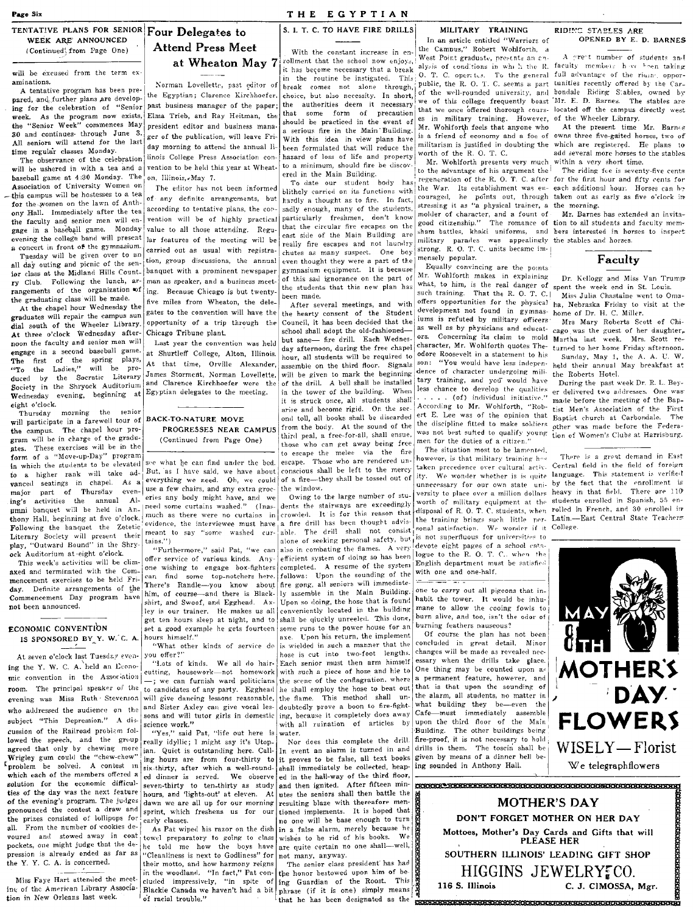## TENTATIVE PLANS FOR SENIOR WEEK ARE ANNOUNCED

(Continued from Page One)

will be excused from the term examinations.

A tentative program has been prepared, and further plans are developing for the celebration of "Senior week. As the program now exists, the "Senior Week" commences May 30 and continues through June 3. All seniors will attend for the last time regular classes Monday.

The observance of the celebration will be ushered in with a tea and a baseball game at 4:30 Monday. The Association of University Women on this campus will be hostesses to a tea for the women on the lawn of Anthony Hall. Immediately after the tea the faculty and senior men will engage in a baseball game. Monday evening the college band will present a concert in front of the gymnasium.

Tuesday will be given over to an all day outing and picnic of the senior class at the Midland Hills Country Club. Following the lunch, arrangements of the organization of the graduating class will be made.

At the chapel hour Wednesday the graduates will repair the campus sun dial south of the Wheeler Library. At three o'clock Wednesday afternoon the faculty and senior men will engage in a second baseball game. The first of the spring plays, "To the Ladies," will be produced by the Socratic Literary Society in the Shryock Auditorium Wednesday evening, beginning at eight o'clock.

Thursday morning the senior will participate in a farewell tour of the campus. The chapel hour program will be in charge of the graduates. These exercises will be in the form of a "Move-up-Day" program in which the students to be elevated to a higher rank will take advanced seatings in chapel. As a major part of Thursday evening's activities the annual Alumni banquet will be held in Anthony Hall, beginning at five o'clock. Following the banquet the Zetetic Literary Society will present their play, "Outward Bound" in the Shryock Auditorium at eight o'clock.

This week's activities will be climaxed and terminated with the Commencement exercises to be held Friday. Definite arrangements of the Commencement Day program have not been announced.

## ECONOMIC CONVENTION IS SPONSORED BY Y. W. C. A.

At seven o'clock last Tuesday evening the Y. W. C. A. held an Economic convention in the Association room. The principal speaker of the evening was Miss Ruth Stevenson who addressed the audience on the subject "This Depression." A discussion of the Railroad problem followed the speech, and the group agreed that only by chewing more Wrigley gum could the "chew-chew" problem be solved. A contest in which each of the members offered a solution for the economic difficulties of the day was the next feature of the evening's program. The judges pronounced the contest a draw and the prizes consisted of lollipops for all. From the number of cookies devoured and stowed away in coat pockets, one might judge that the depression is already ended as far as the Y. Y. C. A. is concerned.

Miss Faye Hart attended the meeting of the American Library Association in New Orleans last week.

## Four Delegates to Attend Press Meet at Wheaton May 7

Norman Lovellette, past editor of the Egyptian; Clarence Kirchhoefer, past business manager of the paper; Elma Trieb, and Ray Heitman, the president editor and business manager of the publication, will leave Friday morning to attend the annual Illinois College Press Association convention to be held this year at Wheaton, Illinois, May 7.

The editor has not been informed of any definite arrangements, but according to tentative plans, the convention will be of highly practical value to all those attending. Regular features of the meeting will be carried out as usual with registration, group discussions, the annual banquet with a prominent newspaper man as speaker, and a business meeting. Because Chicago is but twenty-five miles from Wheaton, the delegates to the convention will have the opportunity of a trip through the Chicago Tribune plant.

Last year the convention was held at Shurtleff College, Alton, Illinois. At that time, Orville Alexander, James Storment, Norman Lovellette, and Clarence Kirchhoefer were the Egyptian delegates to the meeting.

## BACK-TO-NATURE MOVE PROGRESSES NEAR CAMPUS

(Continued from Page One)

see what he can find under the bed. But, as I have said, we have about everything we need. Oh, we could use a few chairs, and any extra groceries any body might have, and we need some curtains washed." (Inasmuch as there were no curtains in evidence, the interviewee must have meant to say "some washed curtains.")

"Furthermore," said Pat, "we can offer service of various kinds. Anyone wishing to engage box-fighters can find some top-notchers here. There's Randle—you know about him, of course—and there is Blackshirt, and Swoof, and Egghead. Axley is our trainer. He makes us all get ten hours sleep at night, and to set a good example he gets fourteen hours himself."

"What other kinds of service do you offer?"

"Lots of kinds. We all do hair-cutting, housework—not homework —; we can furnish ward politicians to candidates of any party. Egghead will give dancing lessons reasonable, and Sister Axley can give vocal lessons and will tutor girls in domestic science work."

"Yes," said Pat, "life out here is really idyllic; I might say it's Utopian. Quiet is outstanding here. Calling hours are from four-thirty to six-thirty, after which a well-rounded dinner is served. We observe seven-thirty to ten-thirty as study hours, and 'lights-out' at eleven. At dawn we are all up for our morning sprint, which freshens us for our early classes.

As Pat wiped his razor on the dish towel preparatory to going to class he told me how the boys have "Cleanliness is next to Godliness" for their motto, and how harmony reigns in the woodland. "In fact," Pat concluded impressively, "in spite of Blackie Canada we haven't had a bit of racial trouble."

## S. I. T. C. TO HAVE FIRE DRILLS

With the constant increase in enrollment that the school now enjoys, it has become necessary that a break in the routine be instigated. This break comes not alone through choice, but also necessity. In short, the authorities deem it necessary that some form of precaution should be practiced in the event of a serious fire in the Main Building. With this idea in view plans have been formulated that will reduce the hazard of loss of life and property to a minimum, should fire be discovered in the Main Building.

To date our student body has blithely carried on its functions with hardly a thought as to fire. In fact, sadly enough, many of the students, particularly freshmen, don't know that the circular fire escapes on the east side of the Main Building are really fire escapes and not laundry chutes as many suspect. One boy even thought they were a part of the gymnasium equipment. It is because of this sad ignorance on the part of the students that this new plan has been made.

After several meetings, and with the hearty consent of the Student Council, it has been decided that the school shall adopt the old-fashioned—but sane— fire drill. Each Wednesday afternoon, during the free chapel hour, all students will be required to assemble on the third floor. Signals will be given to mark the beginning of the drill. A bell shall be installed in the tower of the building. When it is struck once, all students shall arise and become rigid. On the second toll, all books shall be discarded from the body. At the sound of the third peal, a free-for-all, shall ensue, those who can get away being free to escape the melee via the fire escape. Those who are rendered unconscious shall be left to the mercy of a fire—they shall be tossed out of the window.

Owing to the large number of students the stairways are exceedingly crowded. It is for this reason that a fire drill has been thought advisable. The drill shall not consist alone of seeking personal safety, but also in combating the flames. A very efficient system of doing so has been completed. A resume of the system follows: Upon the sounding of the fire gong, all seniors will immediately assemble in the Main Building. Upon so doing, the hose that is found conveniently located in the building shall be quickly unreeled. This done, some runs to the power house for an axe. Upon his return, the implement is wielded in such a manner that the hose is cut into two-foot lengths. Each senior must then arm himself with such a piece of hose and hie to the scene of the conflagration, where he shall employ the hose to beat out the flame. This method shall undoubtedly prove a boon to fire-fighting, because it completely does away with all ruination of articles by water.

Nor does this complete the drill. In event an alarm is turned in and it proves to be false, all text books shall immediately be collected, heaped in the hall-way of the third floor, and then ignited. After fifteen minutes the seniors shall then battle the resulting blaze with therefore mentioned implements. It is hoped that no one will be base enough to turn in a false alarm, merely because he wishes to be rid of his books. We are quite certain no one shall—well, not many, anyway.

The senior class president has had the honor bestowed upon him of being Guardian of the Roost. This phrase (if it is one) simply means that he has been designated as the one to carry out all pigeons that inhabit the tower. It would be inhumane to allow the cooing fowls to burn alive, and too, isn't the odor of burning feathers nauseous?

Of course the plan has not been concluded in great detail. Minor changes will be made as revealed necessary when the drills take place. One thing may be counted upon as a permanent feature, however, and that is that upon the sounding of the alarm, all students, no matter in what building they be—even the Cafe—must immediately assemble upon the third floor of the Main Building. The other buildings being fire-proof, it is not necessary to hold drills in them. The toscin shall be given by means of a dinner bell being sounded in Anthony Hall.

## MILITARY TRAINING

In an article entitled "Warriors of the Campus," Robert Wohlforth, a West Point graduate, presents an analysis of conditions in which the R. O. T. C. operates. To the general public, the R. O. T. C. seems a part of the well-rounded university, and we of this college frequently boast that we once offered thorough courses in military training. However, Mr. Wohlforth feels that anyone who is a friend of economy and a foe of militarism is justified in doubting the worth of the R. O. T. C.

Mr. Wohlforth presents very much to the advantage of his argument the regeneration of the R. O. T. C. after the War. Its establishment was encouraged, he points out, through stressing it as "a physical trainer, a molder of character, and a fount of good citizenship." The romance of sham battles, khaki uniforms, and military parades was appealingly strong. R. O. T. C. units became immensely popular.

Equally convincing are the points Mr. Wohlforth makes in explaining what, to him, is the real danger of such training. That the R. O. T. C. offers opportunities for the physical development not found in gymnasiums is refuted by military officers as well as by physicians and educators. Concerning its claim to mold character, Mr. Wohlforth quotes Theodore Roosevelt in a statement to his son: "You would have less independence of character undergoing military training, and you would have less chance to develop the qualities . . . . . (of) individual initiative." According to Mr. Wohlforth, "Robert E. Lee was of the opinion that the discipline fitted to make soldiers was not best suited to qualify young men for the duties of a citizen."

The situation most to be lamented, however, is that military training has taken precedence over cultural activity. We wonder whether is is quite unnecessary for our own state university to place over a million dollars worth of military equipment at the disposal of R. O. T. C. students, when the training brings such little personal satisfaction. We wonder if it is not superfluous for universities to devote eight pages of a school catalogue to the R. O. T. C., when the English department must be satisfied with one and one-half.

## RIDING STABLES ARE OPENED BY E. D. BARNES

A great number of students and faculty members have been taking full advantage of the riding opportunities recently offered by the Carbondale Riding Stables, owned by Mr. E. D. Barnes. The stables are located off the campus directly west of the Wheeler Library.

At the present time Mr. Barnes owns three five-gaited horses, two of which are registered. He plans to add several more horses to the stables within a very short time.

The riding fee is seventy-five cents for the first hour and fifty cents for each additional hour. Horses can be taken out as early as five o'clock in the morning.

Mr. Barnes has extended an invitation to all students and faculty members interested in horses to inspect the stables and horses.

## Faculty

Dr. Kellogg and Miss Van Trump spent the week end in St. Louis.

Miss Julia Chastaine went to Omaha, Nebraska Friday to visit at the home of Dr. H. C. Miller.

Mrs Mary Roberts Scott of Chicago was the guest of her daughter, Martha last week. Mrs. Scott returned to her home Friday afternoon.

Sunday, May 1, the A. A. U. W. held their annual May breakfast at the Roberts Hotel.

During the past week Dr. R. L. Beyer delivered two addresses. One was made before the meeting of the Baptist Men's Association of the First Baptist church at Carbondale. The other was made before the Federation of Women's Clubs at Harrisburg.

There is a great demand in East Central field in the field of foreign language. This statement is verified by the fact that the enrollment is heavy in that field. There are 110 students enrolled in Spanish, 55 enrolled in French, and 30 enrolled in Latin.—East Central State Teachers College.

MAY 8TH

MOTHER'S DAY FLOWERS

WISELY—Florist

We telegraph flowers

MOTHER'S DAY

DON'T FORGET MOTHER ON HER DAY

Mottoes, Mother's Day Cards and Gifts that will PLEASE HER

SOUTHERN ILLINOIS' LEADING GIFT SHOP

HIGGINS JEWELRY CO.

116 S. Illinois — C. J. CIMOSSA, Mgr.